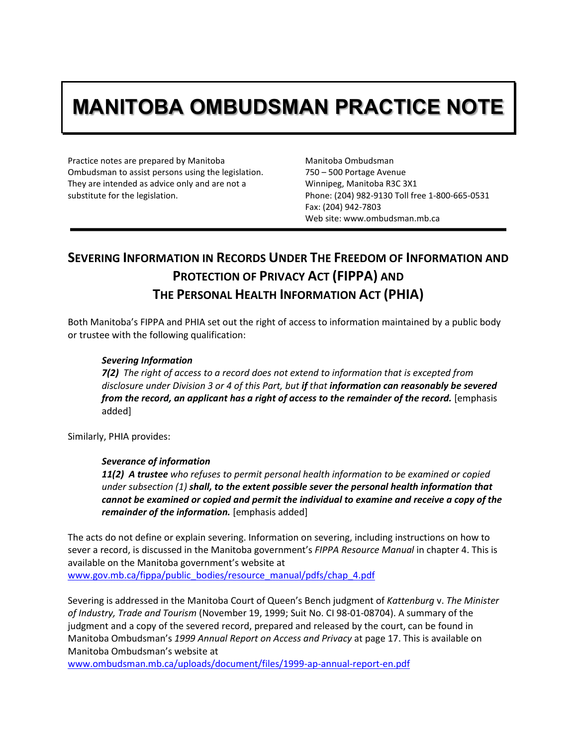# MANITOBA OMBUDSMAN PRACTICE NOTE

Practice notes are prepared by Manitoba Ombudsman to assist persons using the legislation. They are intended as advice only and are not a substitute for the legislation.

Manitoba Ombudsman
750 – 500 Portage Avenue
Winnipeg, Manitoba R3C 3X1
Phone: (204) 982-9130 Toll free 1-800-665-0531
Fax: (204) 942-7803
Web site: www.ombudsman.mb.ca

## SEVERING INFORMATION IN RECORDS UNDER THE FREEDOM OF INFORMATION AND PROTECTION OF PRIVACY ACT (FIPPA) AND THE PERSONAL HEALTH INFORMATION ACT (PHIA)

Both Manitoba's FIPPA and PHIA set out the right of access to information maintained by a public body or trustee with the following qualification:

> ***Severing Information***
> ***7(2)*** *The right of access to a record does not extend to information that is excepted from disclosure under Division 3 or 4 of this Part, but **if** that **information can reasonably be severed from the record, an applicant has a right of access to the remainder of the record.*** [emphasis added]

Similarly, PHIA provides:

> ***Severance of information***
> ***11(2) A trustee*** *who refuses to permit personal health information to be examined or copied under subsection (1) **shall, to the extent possible sever the personal health information that cannot be examined or copied and permit the individual to examine and receive a copy of the remainder of the information.*** [emphasis added]

The acts do not define or explain severing. Information on severing, including instructions on how to sever a record, is discussed in the Manitoba government's *FIPPA Resource Manual* in chapter 4. This is available on the Manitoba government's website at www.gov.mb.ca/fippa/public_bodies/resource_manual/pdfs/chap_4.pdf

Severing is addressed in the Manitoba Court of Queen's Bench judgment of *Kattenburg* v. *The Minister of Industry, Trade and Tourism* (November 19, 1999; Suit No. CI 98-01-08704). A summary of the judgment and a copy of the severed record, prepared and released by the court, can be found in Manitoba Ombudsman's *1999 Annual Report on Access and Privacy* at page 17. This is available on Manitoba Ombudsman's website at www.ombudsman.mb.ca/uploads/document/files/1999-ap-annual-report-en.pdf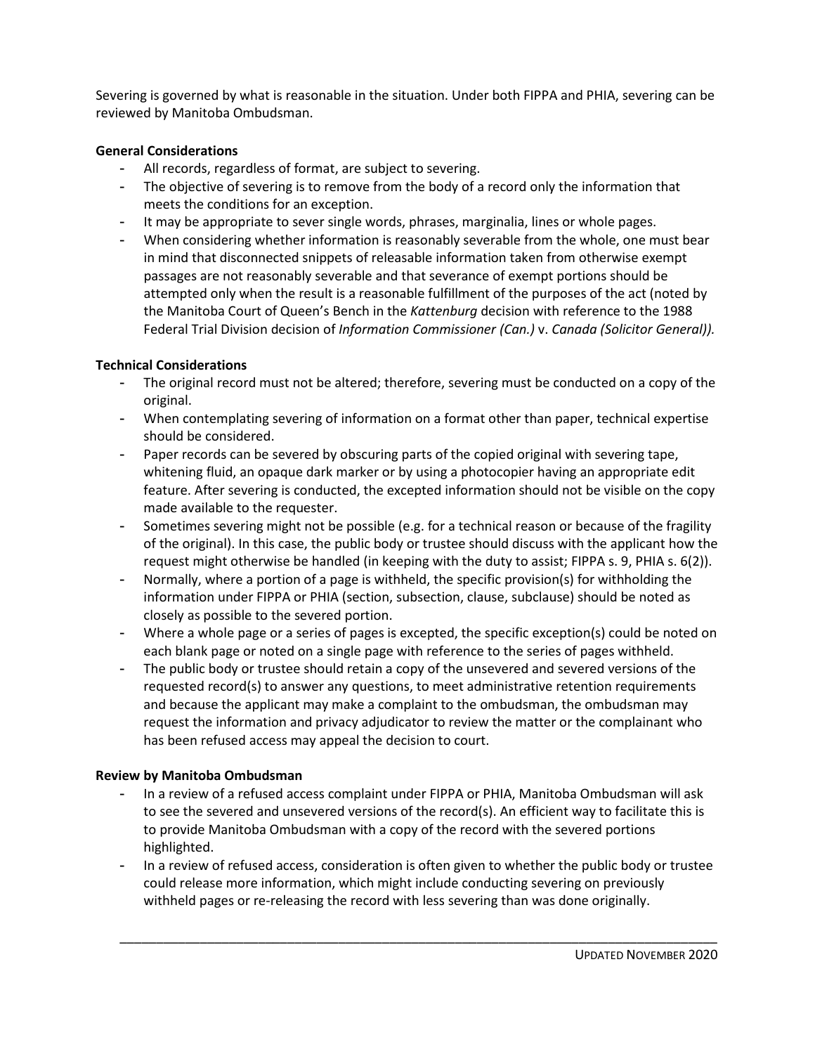Severing is governed by what is reasonable in the situation. Under both FIPPA and PHIA, severing can be reviewed by Manitoba Ombudsman.

**General Considerations**

- All records, regardless of format, are subject to severing.
- The objective of severing is to remove from the body of a record only the information that meets the conditions for an exception.
- It may be appropriate to sever single words, phrases, marginalia, lines or whole pages.
- When considering whether information is reasonably severable from the whole, one must bear in mind that disconnected snippets of releasable information taken from otherwise exempt passages are not reasonably severable and that severance of exempt portions should be attempted only when the result is a reasonable fulfillment of the purposes of the act (noted by the Manitoba Court of Queen's Bench in the *Kattenburg* decision with reference to the 1988 Federal Trial Division decision of *Information Commissioner (Can.)* v. *Canada (Solicitor General)).*

**Technical Considerations**

- The original record must not be altered; therefore, severing must be conducted on a copy of the original.
- When contemplating severing of information on a format other than paper, technical expertise should be considered.
- Paper records can be severed by obscuring parts of the copied original with severing tape, whitening fluid, an opaque dark marker or by using a photocopier having an appropriate edit feature. After severing is conducted, the excepted information should not be visible on the copy made available to the requester.
- Sometimes severing might not be possible (e.g. for a technical reason or because of the fragility of the original). In this case, the public body or trustee should discuss with the applicant how the request might otherwise be handled (in keeping with the duty to assist; FIPPA s. 9, PHIA s. 6(2)).
- Normally, where a portion of a page is withheld, the specific provision(s) for withholding the information under FIPPA or PHIA (section, subsection, clause, subclause) should be noted as closely as possible to the severed portion.
- Where a whole page or a series of pages is excepted, the specific exception(s) could be noted on each blank page or noted on a single page with reference to the series of pages withheld.
- The public body or trustee should retain a copy of the unsevered and severed versions of the requested record(s) to answer any questions, to meet administrative retention requirements and because the applicant may make a complaint to the ombudsman, the ombudsman may request the information and privacy adjudicator to review the matter or the complainant who has been refused access may appeal the decision to court.

**Review by Manitoba Ombudsman**

- In a review of a refused access complaint under FIPPA or PHIA, Manitoba Ombudsman will ask to see the severed and unsevered versions of the record(s). An efficient way to facilitate this is to provide Manitoba Ombudsman with a copy of the record with the severed portions highlighted.
- In a review of refused access, consideration is often given to whether the public body or trustee could release more information, which might include conducting severing on previously withheld pages or re-releasing the record with less severing than was done originally.

UPDATED NOVEMBER 2020